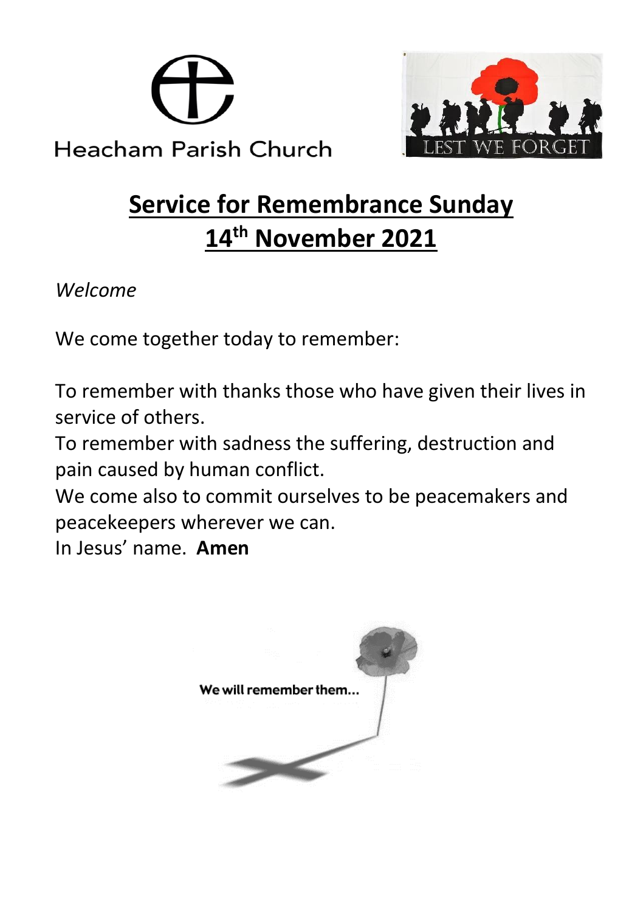Heacham Parish Church

LEST WE FORGET

# Service for Remembrance Sunday
# 14th November 2021

*Welcome*

We come together today to remember:

To remember with thanks those who have given their lives in service of others.
To remember with sadness the suffering, destruction and pain caused by human conflict.
We come also to commit ourselves to be peacemakers and peacekeepers wherever we can.
In Jesus' name. **Amen**

We will remember them...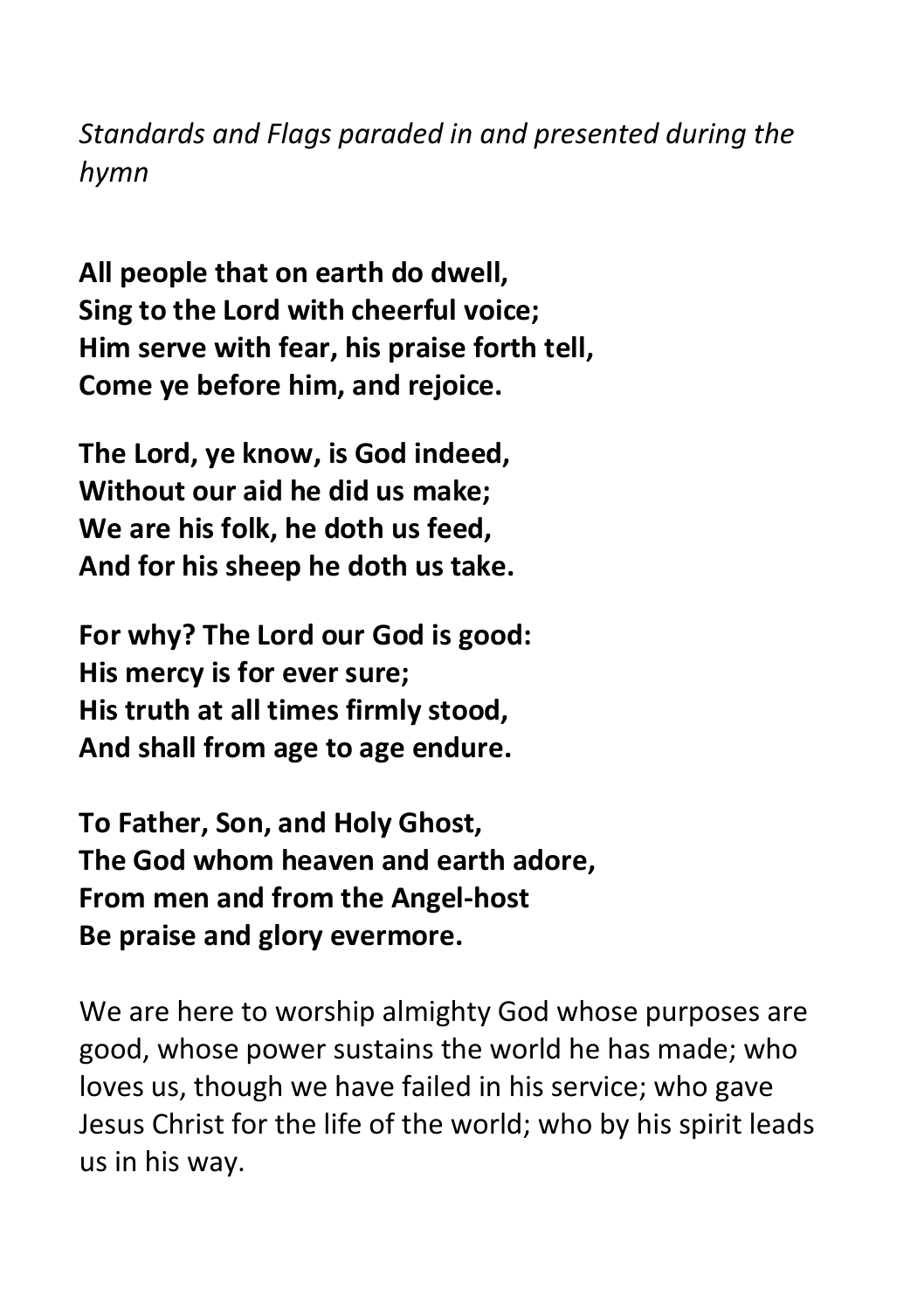*Standards and Flags paraded in and presented during the hymn*

**All people that on earth do dwell,**
**Sing to the Lord with cheerful voice;**
**Him serve with fear, his praise forth tell,**
**Come ye before him, and rejoice.**

**The Lord, ye know, is God indeed,**
**Without our aid he did us make;**
**We are his folk, he doth us feed,**
**And for his sheep he doth us take.**

**For why? The Lord our God is good:**
**His mercy is for ever sure;**
**His truth at all times firmly stood,**
**And shall from age to age endure.**

**To Father, Son, and Holy Ghost,**
**The God whom heaven and earth adore,**
**From men and from the Angel-host**
**Be praise and glory evermore.**

We are here to worship almighty God whose purposes are good, whose power sustains the world he has made; who loves us, though we have failed in his service; who gave Jesus Christ for the life of the world; who by his spirit leads us in his way.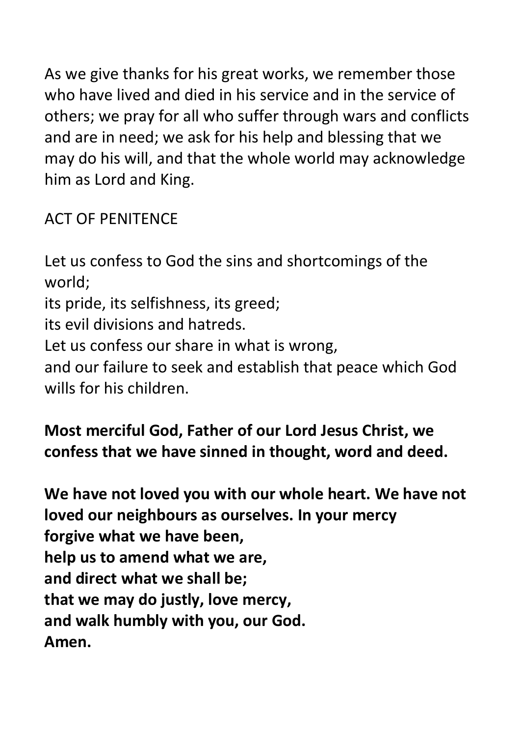As we give thanks for his great works, we remember those who have lived and died in his service and in the service of others; we pray for all who suffer through wars and conflicts and are in need; we ask for his help and blessing that we may do his will, and that the whole world may acknowledge him as Lord and King.

## ACT OF PENITENCE

Let us confess to God the sins and shortcomings of the world;
its pride, its selfishness, its greed;
its evil divisions and hatreds.
Let us confess our share in what is wrong,
and our failure to seek and establish that peace which God wills for his children.

**Most merciful God, Father of our Lord Jesus Christ, we confess that we have sinned in thought, word and deed.**

**We have not loved you with our whole heart. We have not loved our neighbours as ourselves. In your mercy**
**forgive what we have been,**
**help us to amend what we are,**
**and direct what we shall be;**
**that we may do justly, love mercy,**
**and walk humbly with you, our God.**
**Amen.**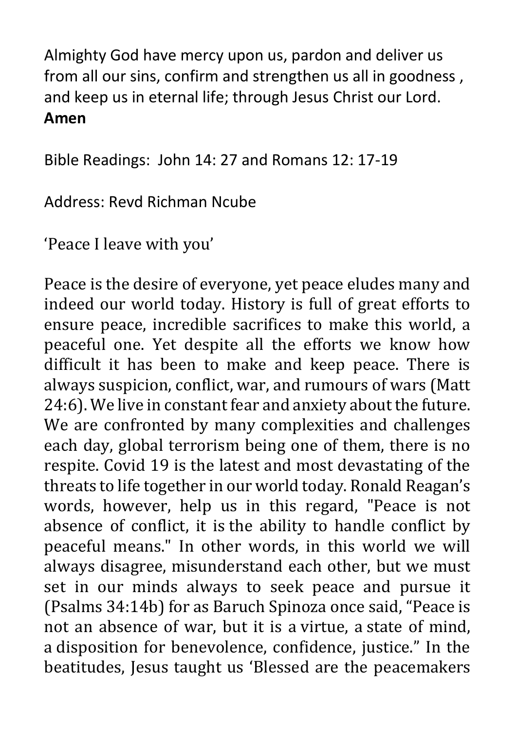Almighty God have mercy upon us, pardon and deliver us from all our sins, confirm and strengthen us all in goodness , and keep us in eternal life; through Jesus Christ our Lord. **Amen**

Bible Readings: John 14: 27 and Romans 12: 17-19

Address: Revd Richman Ncube

'Peace I leave with you'

Peace is the desire of everyone, yet peace eludes many and indeed our world today. History is full of great efforts to ensure peace, incredible sacrifices to make this world, a peaceful one. Yet despite all the efforts we know how difficult it has been to make and keep peace. There is always suspicion, conflict, war, and rumours of wars (Matt 24:6). We live in constant fear and anxiety about the future. We are confronted by many complexities and challenges each day, global terrorism being one of them, there is no respite. Covid 19 is the latest and most devastating of the threats to life together in our world today. Ronald Reagan's words, however, help us in this regard, "Peace is not absence of conflict, it is the ability to handle conflict by peaceful means." In other words, in this world we will always disagree, misunderstand each other, but we must set in our minds always to seek peace and pursue it (Psalms 34:14b) for as Baruch Spinoza once said, "Peace is not an absence of war, but it is a virtue, a state of mind, a disposition for benevolence, confidence, justice." In the beatitudes, Jesus taught us 'Blessed are the peacemakers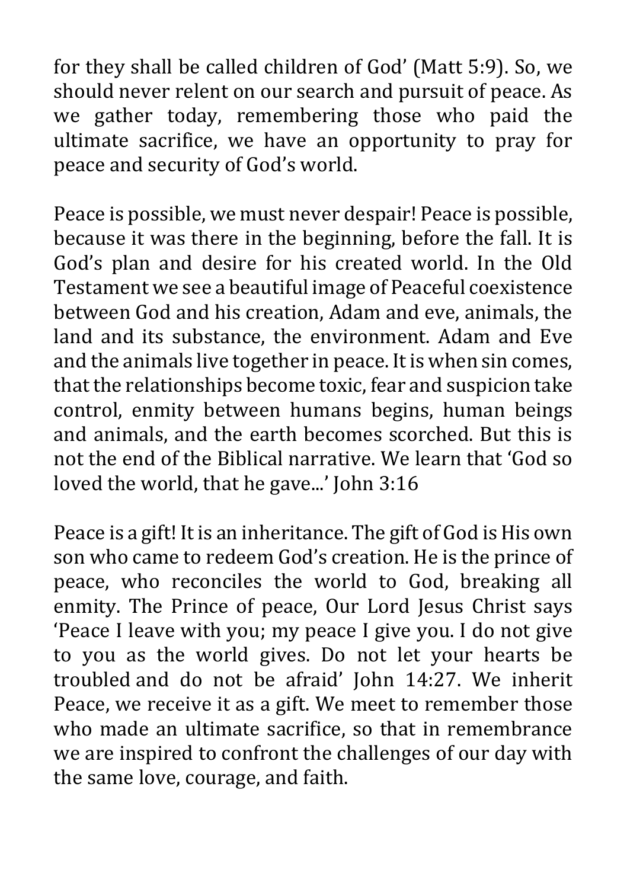for they shall be called children of God' (Matt 5:9). So, we should never relent on our search and pursuit of peace. As we gather today, remembering those who paid the ultimate sacrifice, we have an opportunity to pray for peace and security of God's world.

Peace is possible, we must never despair! Peace is possible, because it was there in the beginning, before the fall. It is God's plan and desire for his created world. In the Old Testament we see a beautiful image of Peaceful coexistence between God and his creation, Adam and eve, animals, the land and its substance, the environment. Adam and Eve and the animals live together in peace. It is when sin comes, that the relationships become toxic, fear and suspicion take control, enmity between humans begins, human beings and animals, and the earth becomes scorched. But this is not the end of the Biblical narrative. We learn that 'God so loved the world, that he gave...' John 3:16

Peace is a gift! It is an inheritance. The gift of God is His own son who came to redeem God's creation. He is the prince of peace, who reconciles the world to God, breaking all enmity. The Prince of peace, Our Lord Jesus Christ says 'Peace I leave with you; my peace I give you. I do not give to you as the world gives. Do not let your hearts be troubled and do not be afraid' John 14:27. We inherit Peace, we receive it as a gift. We meet to remember those who made an ultimate sacrifice, so that in remembrance we are inspired to confront the challenges of our day with the same love, courage, and faith.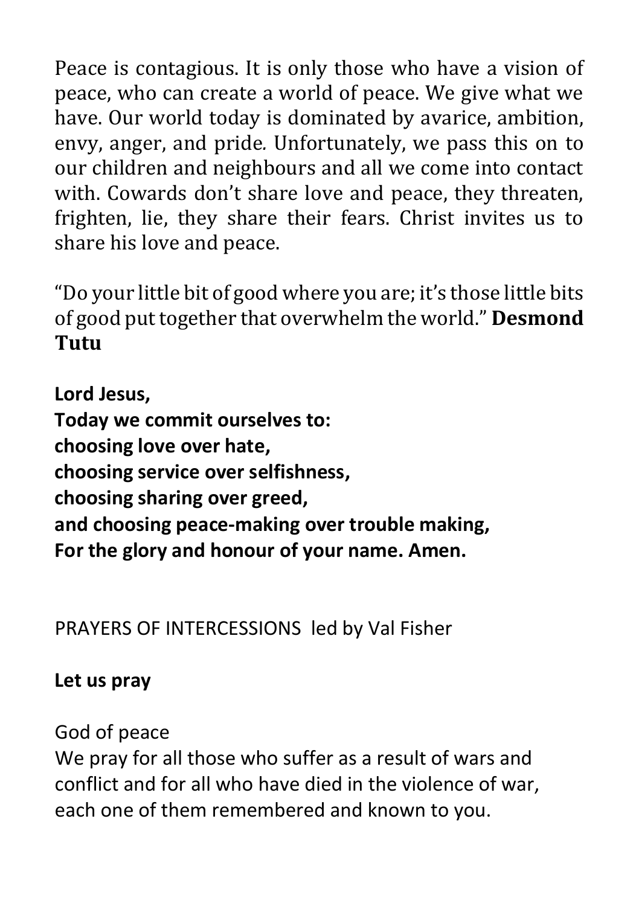Peace is contagious. It is only those who have a vision of peace, who can create a world of peace. We give what we have. Our world today is dominated by avarice, ambition, envy, anger, and pride. Unfortunately, we pass this on to our children and neighbours and all we come into contact with. Cowards don't share love and peace, they threaten, frighten, lie, they share their fears. Christ invites us to share his love and peace.

"Do your little bit of good where you are; it's those little bits of good put together that overwhelm the world." **Desmond Tutu**

**Lord Jesus,**
**Today we commit ourselves to:**
**choosing love over hate,**
**choosing service over selfishness,**
**choosing sharing over greed,**
**and choosing peace-making over trouble making,**
**For the glory and honour of your name. Amen.**

PRAYERS OF INTERCESSIONS led by Val Fisher

**Let us pray**

God of peace
We pray for all those who suffer as a result of wars and conflict and for all who have died in the violence of war, each one of them remembered and known to you.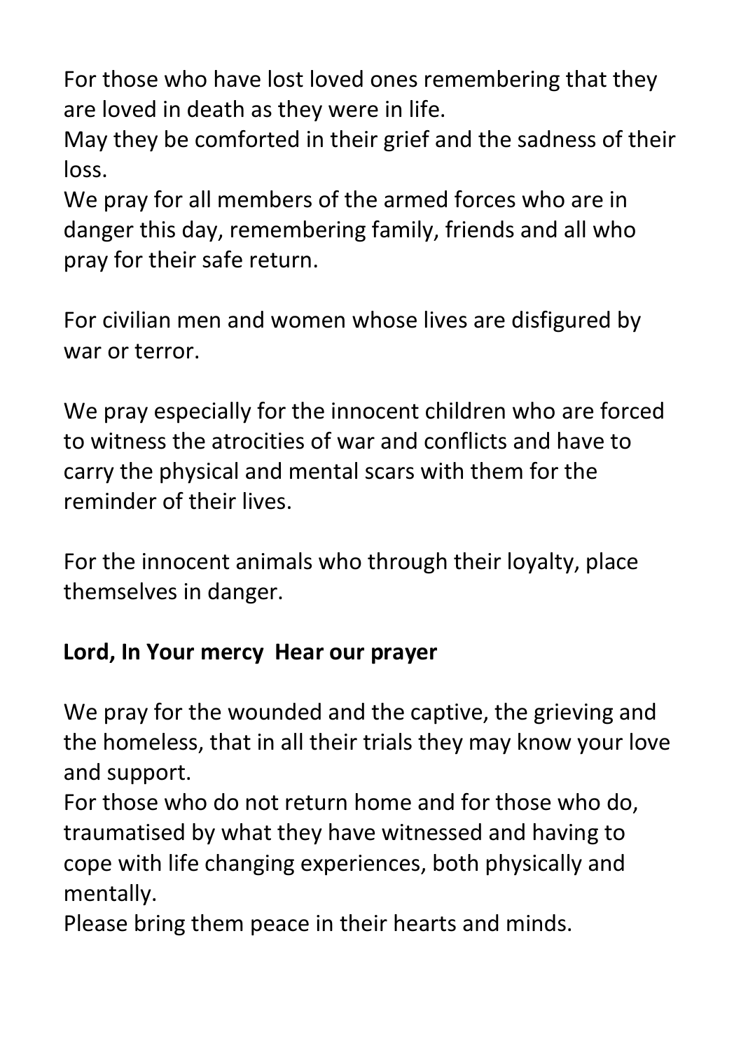For those who have lost loved ones remembering that they are loved in death as they were in life.
May they be comforted in their grief and the sadness of their loss.
We pray for all members of the armed forces who are in danger this day, remembering family, friends and all who pray for their safe return.

For civilian men and women whose lives are disfigured by war or terror.

We pray especially for the innocent children who are forced to witness the atrocities of war and conflicts and have to carry the physical and mental scars with them for the reminder of their lives.

For the innocent animals who through their loyalty, place themselves in danger.

**Lord, In Your mercy Hear our prayer**

We pray for the wounded and the captive, the grieving and the homeless, that in all their trials they may know your love and support.
For those who do not return home and for those who do, traumatised by what they have witnessed and having to cope with life changing experiences, both physically and mentally.
Please bring them peace in their hearts and minds.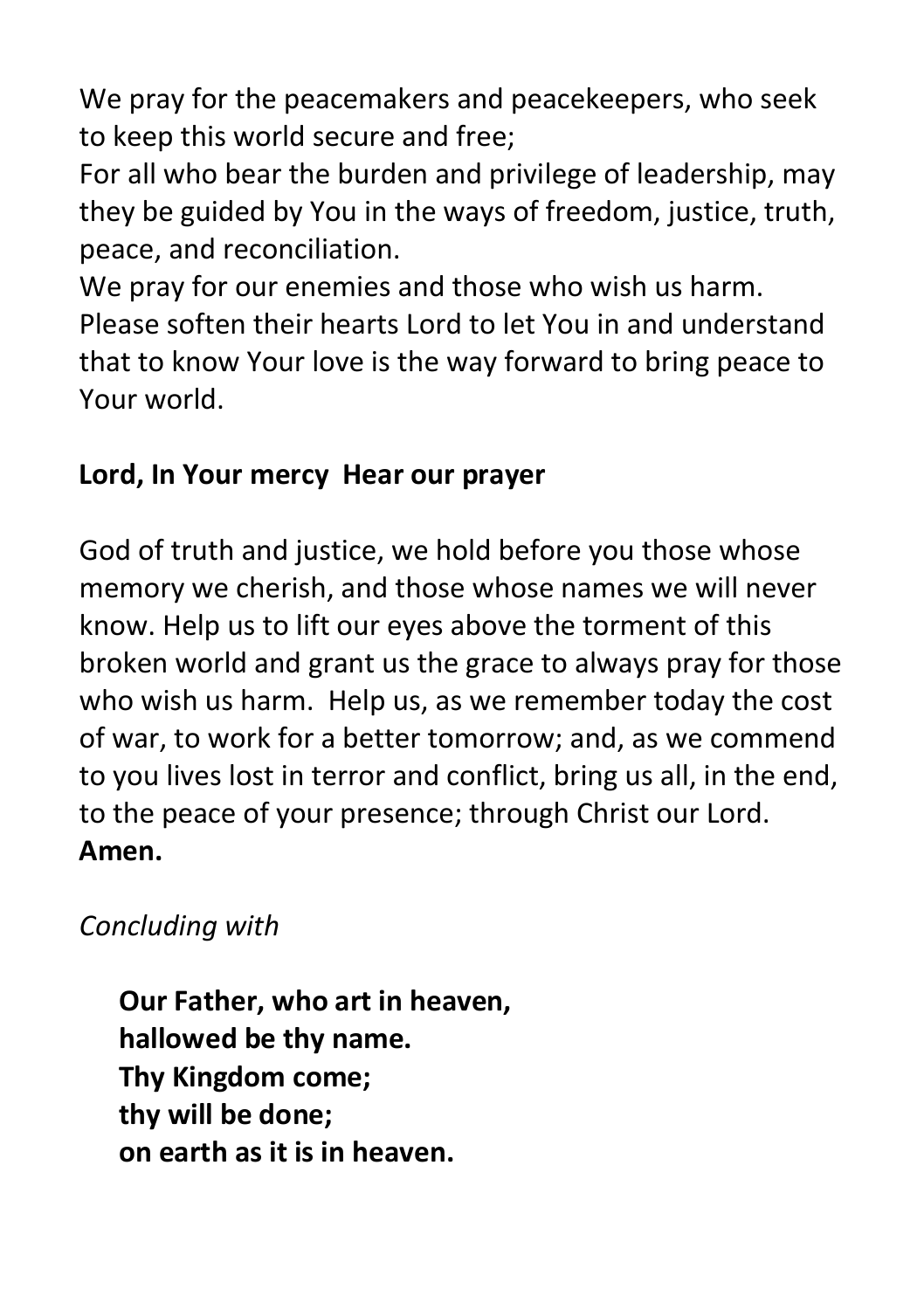We pray for the peacemakers and peacekeepers, who seek to keep this world secure and free;
For all who bear the burden and privilege of leadership, may they be guided by You in the ways of freedom, justice, truth, peace, and reconciliation.
We pray for our enemies and those who wish us harm. Please soften their hearts Lord to let You in and understand that to know Your love is the way forward to bring peace to Your world.

**Lord, In Your mercy  Hear our prayer**

God of truth and justice, we hold before you those whose memory we cherish, and those whose names we will never know. Help us to lift our eyes above the torment of this broken world and grant us the grace to always pray for those who wish us harm.  Help us, as we remember today the cost of war, to work for a better tomorrow; and, as we commend to you lives lost in terror and conflict, bring us all, in the end, to the peace of your presence; through Christ our Lord.
**Amen.**

*Concluding with*

> **Our Father, who art in heaven,**
> **hallowed be thy name.**
> **Thy Kingdom come;**
> **thy will be done;**
> **on earth as it is in heaven.**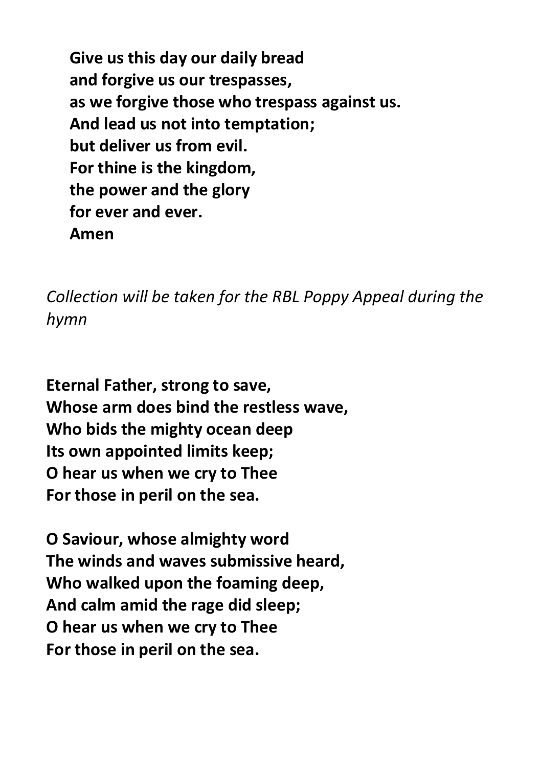**Give us this day our daily bread**
**and forgive us our trespasses,**
**as we forgive those who trespass against us.**
**And lead us not into temptation;**
**but deliver us from evil.**
**For thine is the kingdom,**
**the power and the glory**
**for ever and ever.**
**Amen**

*Collection will be taken for the RBL Poppy Appeal during the hymn*

**Eternal Father, strong to save,**
**Whose arm does bind the restless wave,**
**Who bids the mighty ocean deep**
**Its own appointed limits keep;**
**O hear us when we cry to Thee**
**For those in peril on the sea.**

**O Saviour, whose almighty word**
**The winds and waves submissive heard,**
**Who walked upon the foaming deep,**
**And calm amid the rage did sleep;**
**O hear us when we cry to Thee**
**For those in peril on the sea.**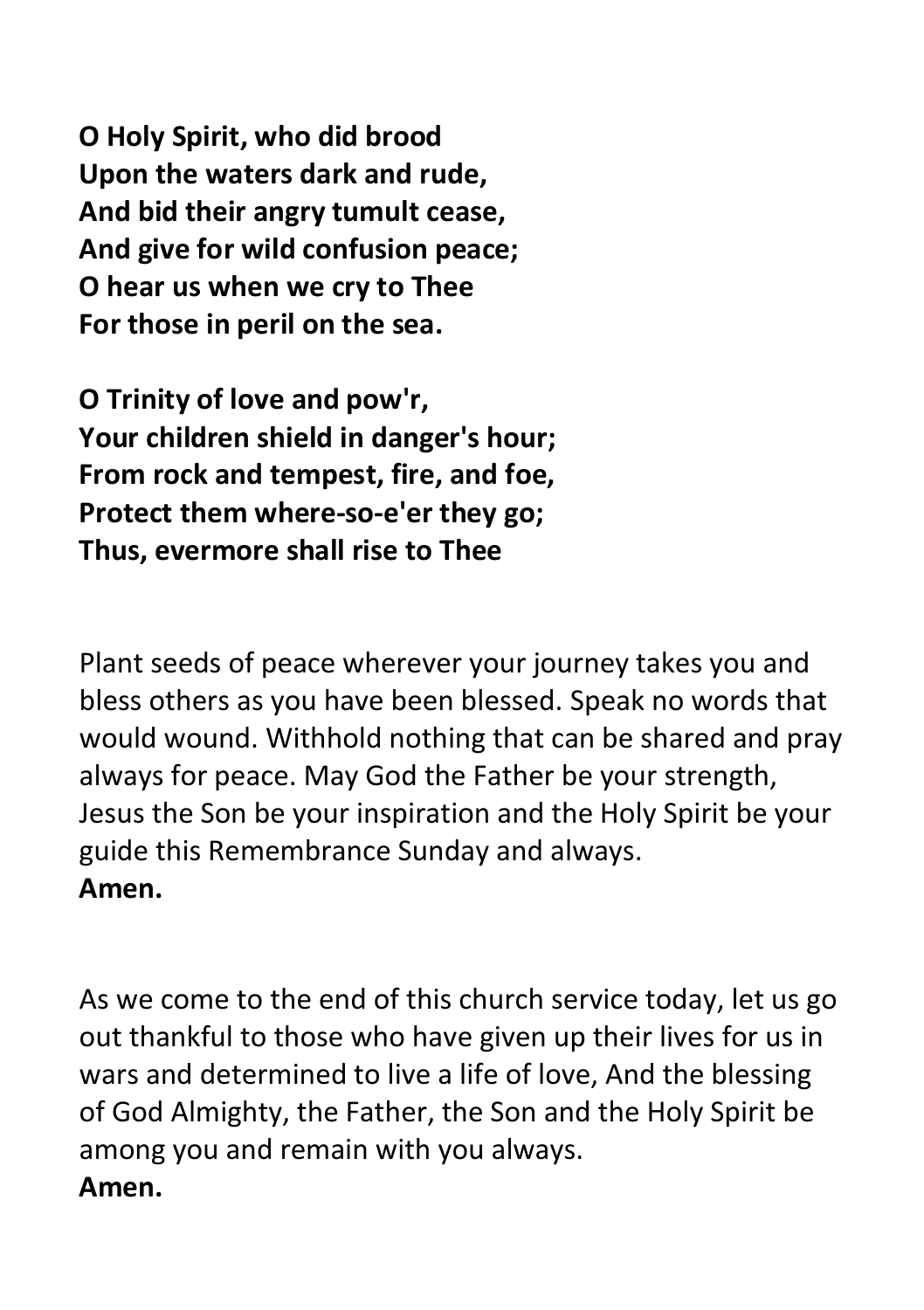**O Holy Spirit, who did brood**
**Upon the waters dark and rude,**
**And bid their angry tumult cease,**
**And give for wild confusion peace;**
**O hear us when we cry to Thee**
**For those in peril on the sea.**

**O Trinity of love and pow'r,**
**Your children shield in danger's hour;**
**From rock and tempest, fire, and foe,**
**Protect them where-so-e'er they go;**
**Thus, evermore shall rise to Thee**

Plant seeds of peace wherever your journey takes you and bless others as you have been blessed. Speak no words that would wound. Withhold nothing that can be shared and pray always for peace. May God the Father be your strength, Jesus the Son be your inspiration and the Holy Spirit be your guide this Remembrance Sunday and always.
**Amen.**

As we come to the end of this church service today, let us go out thankful to those who have given up their lives for us in wars and determined to live a life of love, And the blessing of God Almighty, the Father, the Son and the Holy Spirit be among you and remain with you always.
**Amen.**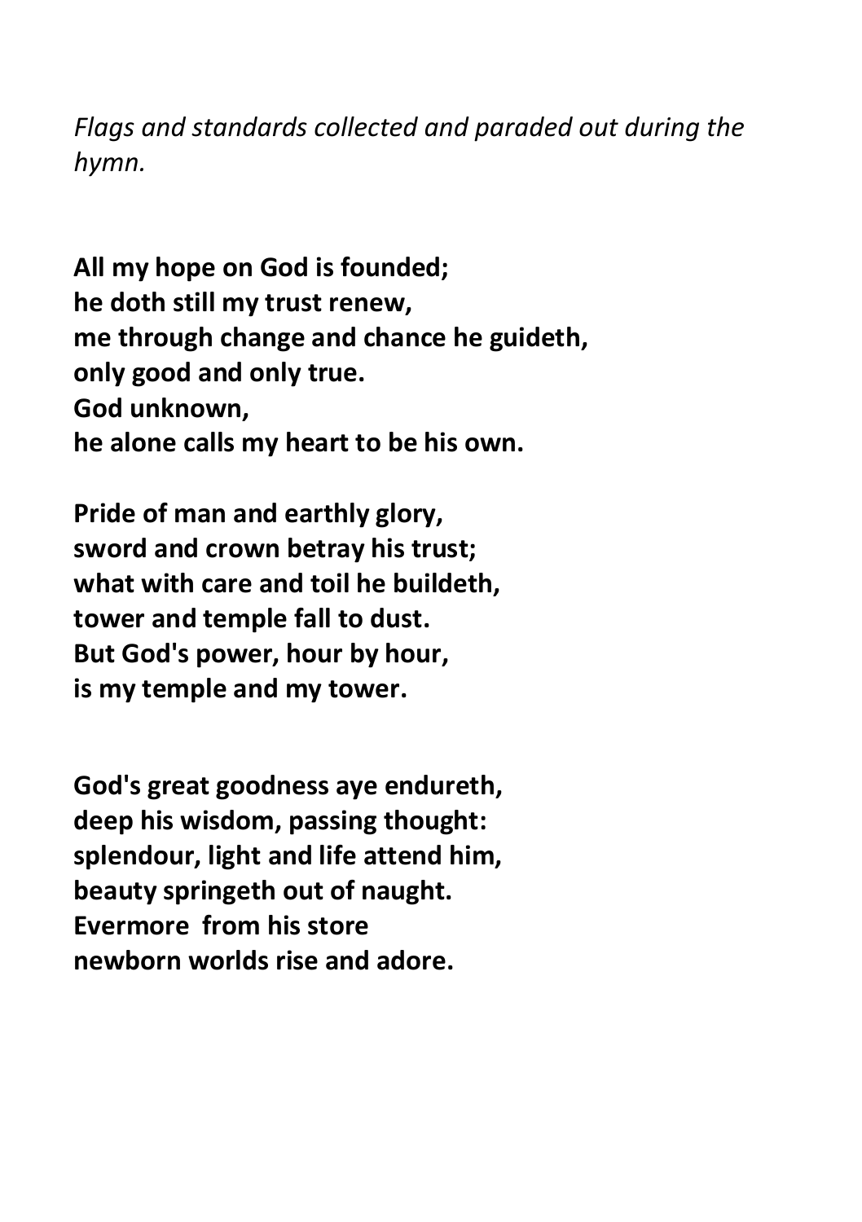*Flags and standards collected and paraded out during the hymn.*

**All my hope on God is founded;**
**he doth still my trust renew,**
**me through change and chance he guideth,**
**only good and only true.**
**God unknown,**
**he alone calls my heart to be his own.**

**Pride of man and earthly glory,**
**sword and crown betray his trust;**
**what with care and toil he buildeth,**
**tower and temple fall to dust.**
**But God's power, hour by hour,**
**is my temple and my tower.**

**God's great goodness aye endureth,**
**deep his wisdom, passing thought:**
**splendour, light and life attend him,**
**beauty springeth out of naught.**
**Evermore from his store**
**newborn worlds rise and adore.**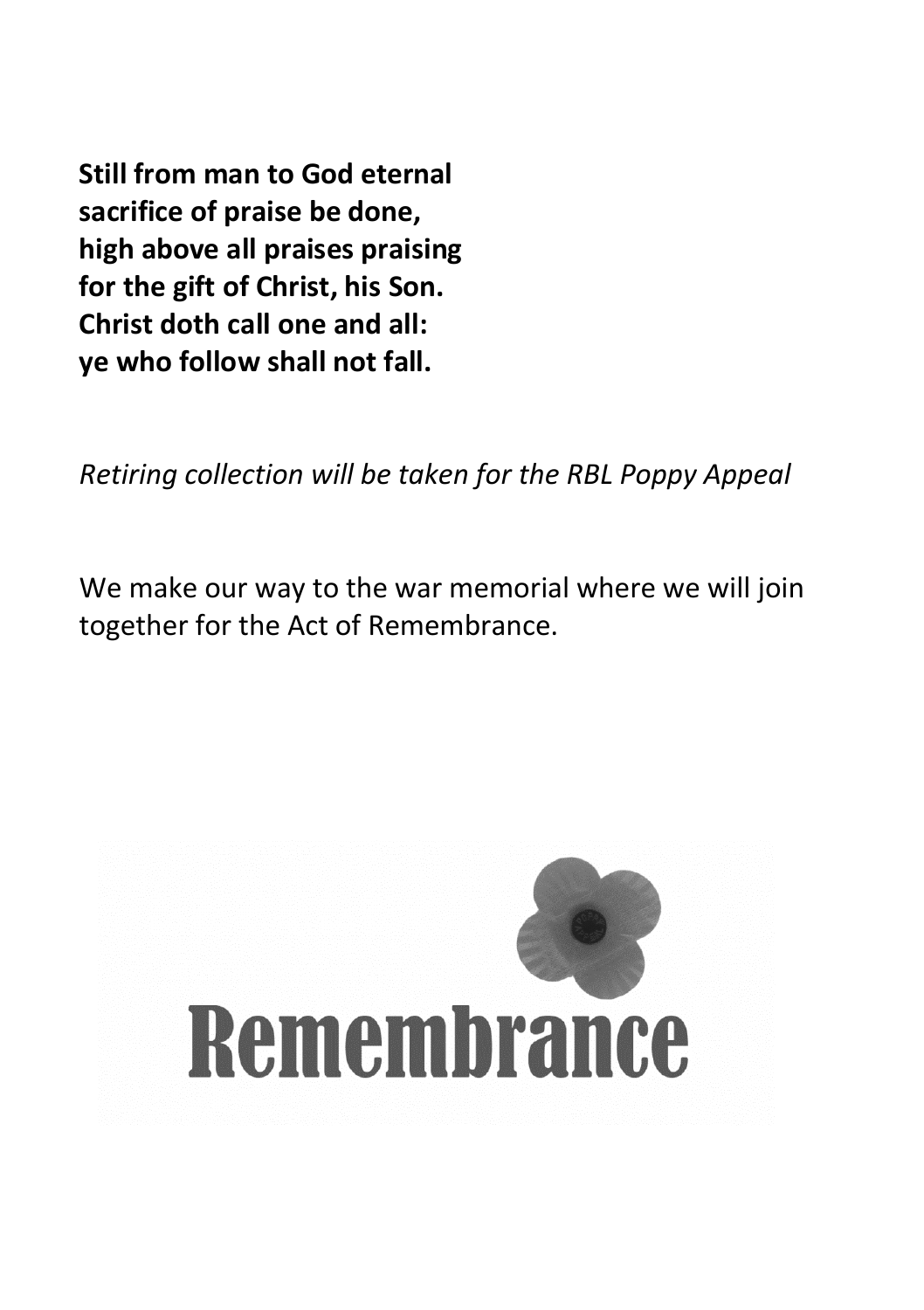**Still from man to God eternal**
**sacrifice of praise be done,**
**high above all praises praising**
**for the gift of Christ, his Son.**
**Christ doth call one and all:**
**ye who follow shall not fall.**

*Retiring collection will be taken for the RBL Poppy Appeal*

We make our way to the war memorial where we will join together for the Act of Remembrance.

Remembrance